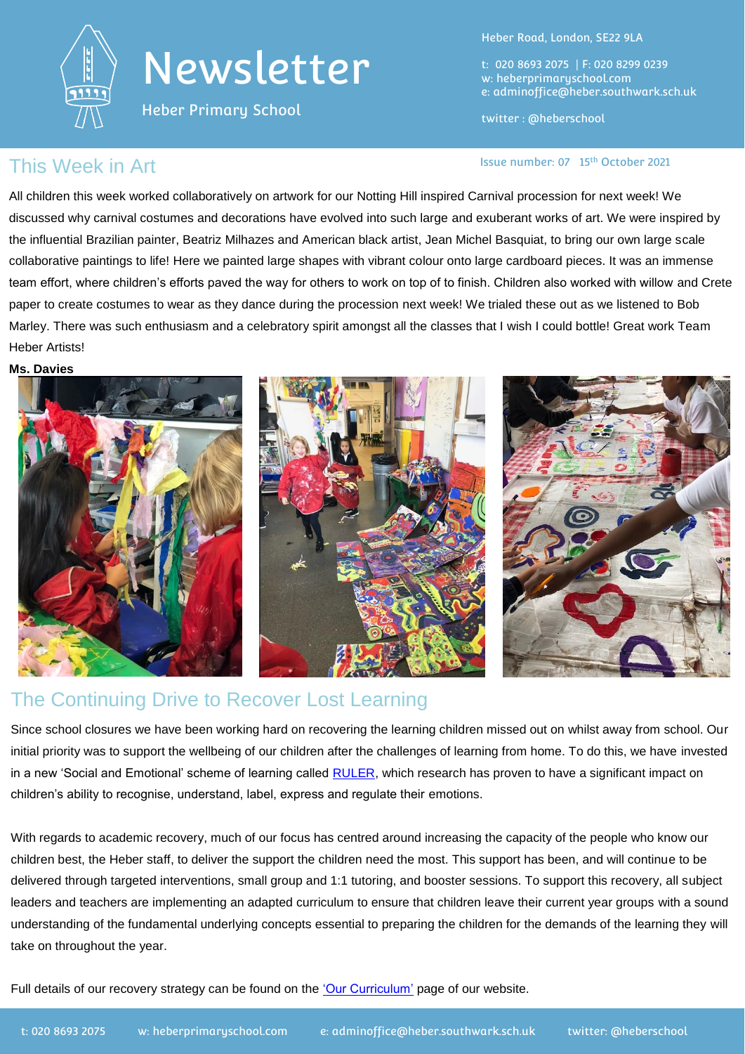# Newsletter

Heber Primary School

Heber Road, London, SE22 9LA

t: 020 8693 2075 | F: 020 8299 0239
w: heberprimaryschool.com
e: adminoffice@heber.southwark.sch.uk

twitter : @heberschool

Issue number: 07 15th October 2021

## This Week in Art

All children this week worked collaboratively on artwork for our Notting Hill inspired Carnival procession for next week! We discussed why carnival costumes and decorations have evolved into such large and exuberant works of art. We were inspired by the influential Brazilian painter, Beatriz Milhazes and American black artist, Jean Michel Basquiat, to bring our own large scale collaborative paintings to life! Here we painted large shapes with vibrant colour onto large cardboard pieces. It was an immense team effort, where children's efforts paved the way for others to work on top of to finish. Children also worked with willow and Crete paper to create costumes to wear as they dance during the procession next week! We trialed these out as we listened to Bob Marley. There was such enthusiasm and a celebratory spirit amongst all the classes that I wish I could bottle! Great work Team Heber Artists!

**Ms. Davies**

## The Continuing Drive to Recover Lost Learning

Since school closures we have been working hard on recovering the learning children missed out on whilst away from school. Our initial priority was to support the wellbeing of our children after the challenges of learning from home. To do this, we have invested in a new 'Social and Emotional' scheme of learning called RULER, which research has proven to have a significant impact on children's ability to recognise, understand, label, express and regulate their emotions.

With regards to academic recovery, much of our focus has centred around increasing the capacity of the people who know our children best, the Heber staff, to deliver the support the children need the most. This support has been, and will continue to be delivered through targeted interventions, small group and 1:1 tutoring, and booster sessions. To support this recovery, all subject leaders and teachers are implementing an adapted curriculum to ensure that children leave their current year groups with a sound understanding of the fundamental underlying concepts essential to preparing the children for the demands of the learning they will take on throughout the year.

Full details of our recovery strategy can be found on the 'Our Curriculum' page of our website.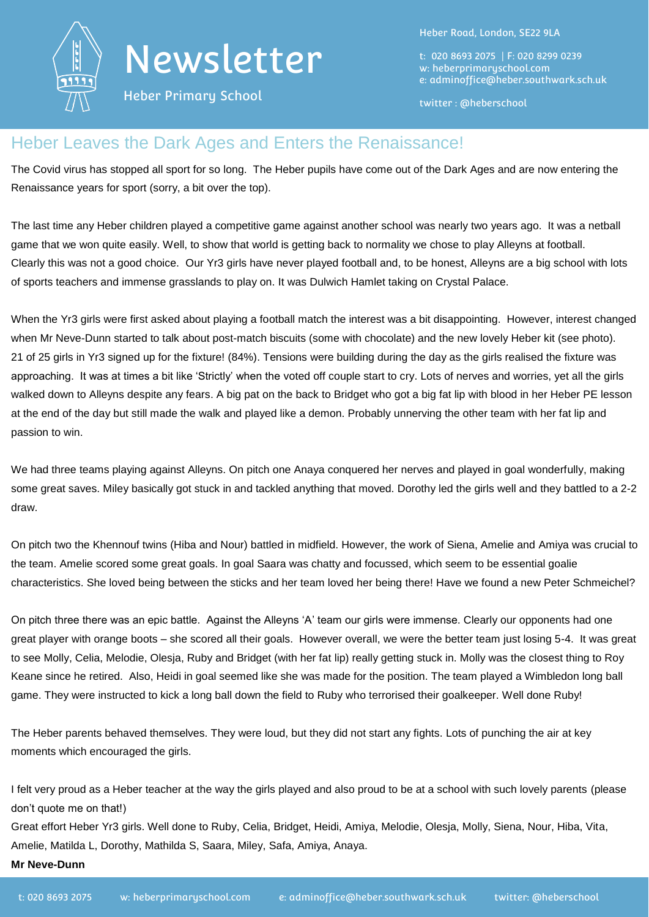# Heber Leaves the Dark Ages and Enters the Renaissance!

The Covid virus has stopped all sport for so long. The Heber pupils have come out of the Dark Ages and are now entering the Renaissance years for sport (sorry, a bit over the top).

The last time any Heber children played a competitive game against another school was nearly two years ago. It was a netball game that we won quite easily. Well, to show that world is getting back to normality we chose to play Alleyns at football. Clearly this was not a good choice. Our Yr3 girls have never played football and, to be honest, Alleyns are a big school with lots of sports teachers and immense grasslands to play on. It was Dulwich Hamlet taking on Crystal Palace.

When the Yr3 girls were first asked about playing a football match the interest was a bit disappointing. However, interest changed when Mr Neve-Dunn started to talk about post-match biscuits (some with chocolate) and the new lovely Heber kit (see photo). 21 of 25 girls in Yr3 signed up for the fixture! (84%). Tensions were building during the day as the girls realised the fixture was approaching. It was at times a bit like 'Strictly' when the voted off couple start to cry. Lots of nerves and worries, yet all the girls walked down to Alleyns despite any fears. A big pat on the back to Bridget who got a big fat lip with blood in her Heber PE lesson at the end of the day but still made the walk and played like a demon. Probably unnerving the other team with her fat lip and passion to win.

We had three teams playing against Alleyns. On pitch one Anaya conquered her nerves and played in goal wonderfully, making some great saves. Miley basically got stuck in and tackled anything that moved. Dorothy led the girls well and they battled to a 2-2 draw.

On pitch two the Khennouf twins (Hiba and Nour) battled in midfield. However, the work of Siena, Amelie and Amiya was crucial to the team. Amelie scored some great goals. In goal Saara was chatty and focussed, which seem to be essential goalie characteristics. She loved being between the sticks and her team loved her being there! Have we found a new Peter Schmeichel?

On pitch three there was an epic battle. Against the Alleyns 'A' team our girls were immense. Clearly our opponents had one great player with orange boots – she scored all their goals. However overall, we were the better team just losing 5-4. It was great to see Molly, Celia, Melodie, Olesja, Ruby and Bridget (with her fat lip) really getting stuck in. Molly was the closest thing to Roy Keane since he retired. Also, Heidi in goal seemed like she was made for the position. The team played a Wimbledon long ball game. They were instructed to kick a long ball down the field to Ruby who terrorised their goalkeeper. Well done Ruby!

The Heber parents behaved themselves. They were loud, but they did not start any fights. Lots of punching the air at key moments which encouraged the girls.

I felt very proud as a Heber teacher at the way the girls played and also proud to be at a school with such lovely parents (please don't quote me on that!)

Great effort Heber Yr3 girls. Well done to Ruby, Celia, Bridget, Heidi, Amiya, Melodie, Olesja, Molly, Siena, Nour, Hiba, Vita, Amelie, Matilda L, Dorothy, Mathilda S, Saara, Miley, Safa, Amiya, Anaya.

**Mr Neve-Dunn**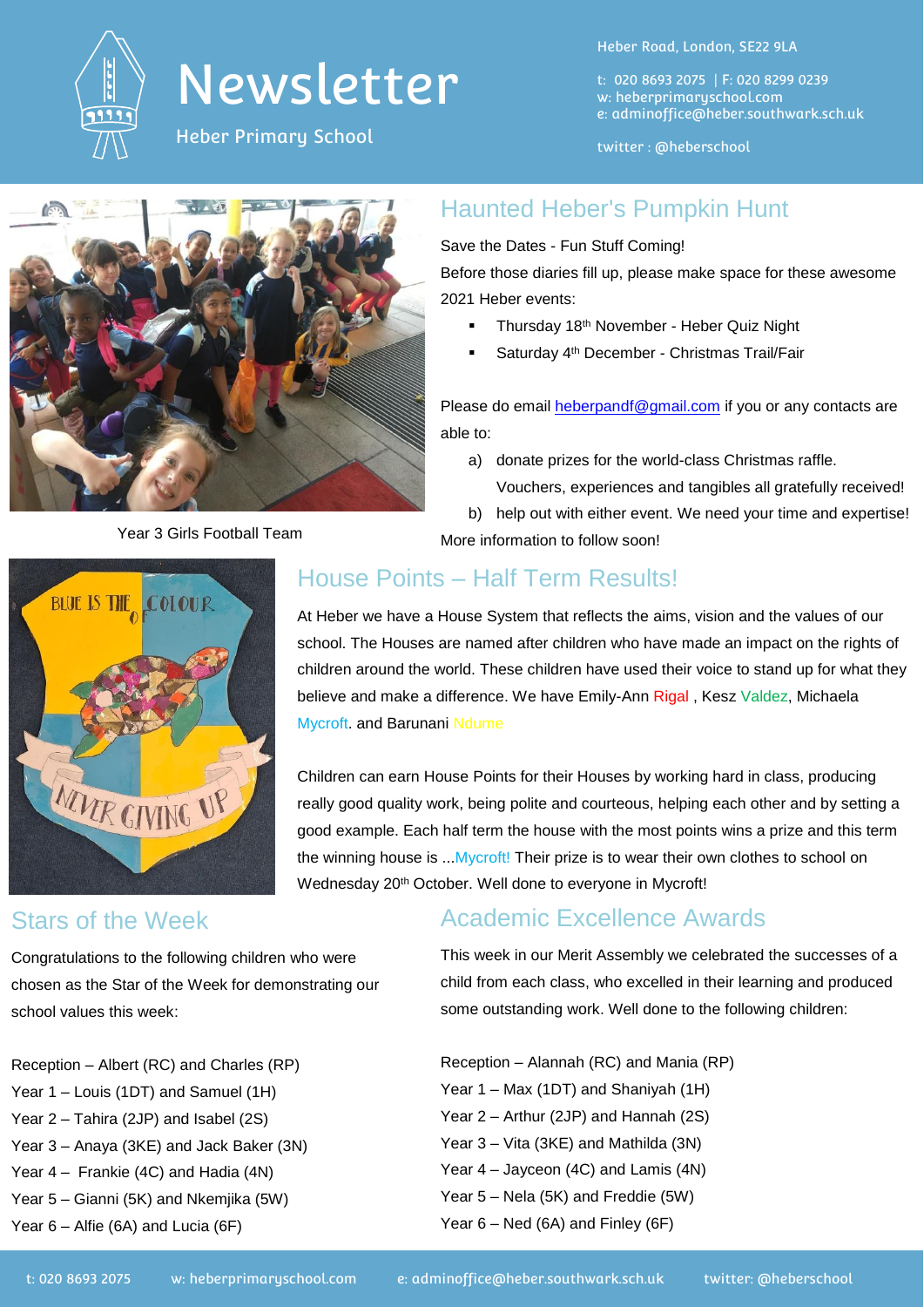# Newsletter

Heber Primary School

Heber Road, London, SE22 9LA

t: 020 8693 2075 | F: 020 8299 0239
w: heberprimaryschool.com
e: adminoffice@heber.southwark.sch.uk

twitter : @heberschool

Year 3 Girls Football Team

## Haunted Heber's Pumpkin Hunt

Save the Dates - Fun Stuff Coming!

Before those diaries fill up, please make space for these awesome 2021 Heber events:

- Thursday 18th November - Heber Quiz Night
- Saturday 4th December - Christmas Trail/Fair

Please do email heberpandf@gmail.com if you or any contacts are able to:

a) donate prizes for the world-class Christmas raffle. Vouchers, experiences and tangibles all gratefully received!
b) help out with either event. We need your time and expertise!

More information to follow soon!

## House Points – Half Term Results!

At Heber we have a House System that reflects the aims, vision and the values of our school. The Houses are named after children who have made an impact on the rights of children around the world. These children have used their voice to stand up for what they believe and make a difference. We have Emily-Ann Rigal , Kesz Valdez, Michaela Mycroft. and Barunani Ndume

Children can earn House Points for their Houses by working hard in class, producing really good quality work, being polite and courteous, helping each other and by setting a good example. Each half term the house with the most points wins a prize and this term the winning house is ...Mycroft! Their prize is to wear their own clothes to school on Wednesday 20th October. Well done to everyone in Mycroft!

## Stars of the Week

Congratulations to the following children who were chosen as the Star of the Week for demonstrating our school values this week:

Reception – Albert (RC) and Charles (RP)
Year 1 – Louis (1DT) and Samuel (1H)
Year 2 – Tahira (2JP) and Isabel (2S)
Year 3 – Anaya (3KE) and Jack Baker (3N)
Year 4 – Frankie (4C) and Hadia (4N)
Year 5 – Gianni (5K) and Nkemjika (5W)
Year 6 – Alfie (6A) and Lucia (6F)

## Academic Excellence Awards

This week in our Merit Assembly we celebrated the successes of a child from each class, who excelled in their learning and produced some outstanding work. Well done to the following children:

Reception – Alannah (RC) and Mania (RP)
Year 1 – Max (1DT) and Shaniyah (1H)
Year 2 – Arthur (2JP) and Hannah (2S)
Year 3 – Vita (3KE) and Mathilda (3N)
Year 4 – Jayceon (4C) and Lamis (4N)
Year 5 – Nela (5K) and Freddie (5W)
Year 6 – Ned (6A) and Finley (6F)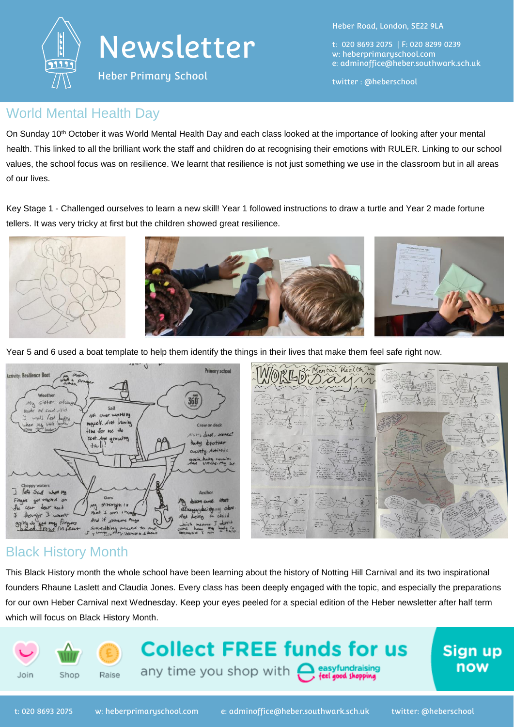# Newsletter

Heber Primary School

Heber Road, London, SE22 9LA

t: 020 8693 2075 | F: 020 8299 0239
w: heberprimaryschool.com
e: adminoffice@heber.southwark.sch.uk

twitter : @heberschool

## World Mental Health Day

On Sunday 10th October it was World Mental Health Day and each class looked at the importance of looking after your mental health. This linked to all the brilliant work the staff and children do at recognising their emotions with RULER. Linking to our school values, the school focus was on resilience. We learnt that resilience is not just something we use in the classroom but in all areas of our lives.

Key Stage 1 - Challenged ourselves to learn a new skill! Year 1 followed instructions to draw a turtle and Year 2 made fortune tellers. It was very tricky at first but the children showed great resilience.

Year 5 and 6 used a boat template to help them identify the things in their lives that make them feel safe right now.

## Black History Month

This Black History month the whole school have been learning about the history of Notting Hill Carnival and its two inspirational founders Rhaune Laslett and Claudia Jones. Every class has been deeply engaged with the topic, and especially the preparations for our own Heber Carnival next Wednesday. Keep your eyes peeled for a special edition of the Heber newsletter after half term which will focus on Black History Month.

Join Shop Raise

**Collect FREE funds for us**
any time you shop with easyfundraising feel good shopping

**Sign up now**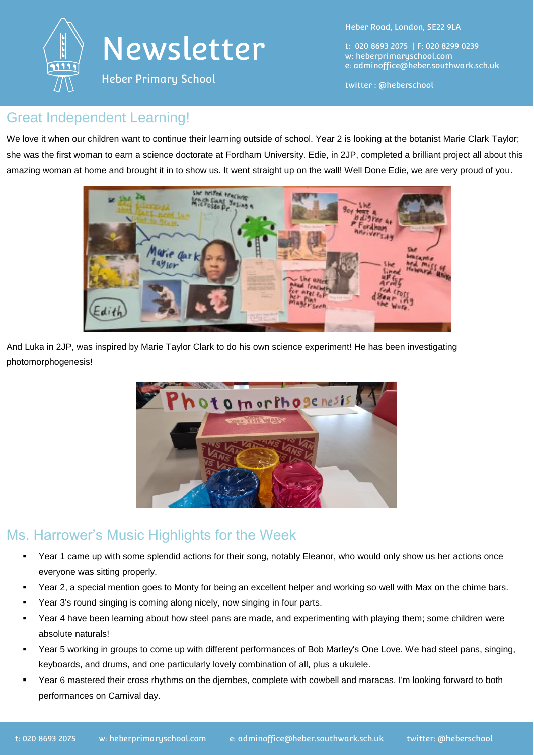## Great Independent Learning!

We love it when our children want to continue their learning outside of school. Year 2 is looking at the botanist Marie Clark Taylor; she was the first woman to earn a science doctorate at Fordham University. Edie, in 2JP, completed a brilliant project all about this amazing woman at home and brought it in to show us. It went straight up on the wall! Well Done Edie, we are very proud of you.

And Luka in 2JP, was inspired by Marie Taylor Clark to do his own science experiment! He has been investigating photomorphogenesis!

## Ms. Harrower's Music Highlights for the Week

- Year 1 came up with some splendid actions for their song, notably Eleanor, who would only show us her actions once everyone was sitting properly.
- Year 2, a special mention goes to Monty for being an excellent helper and working so well with Max on the chime bars.
- Year 3's round singing is coming along nicely, now singing in four parts.
- Year 4 have been learning about how steel pans are made, and experimenting with playing them; some children were absolute naturals!
- Year 5 working in groups to come up with different performances of Bob Marley's One Love. We had steel pans, singing, keyboards, and drums, and one particularly lovely combination of all, plus a ukulele.
- Year 6 mastered their cross rhythms on the djembes, complete with cowbell and maracas. I'm looking forward to both performances on Carnival day.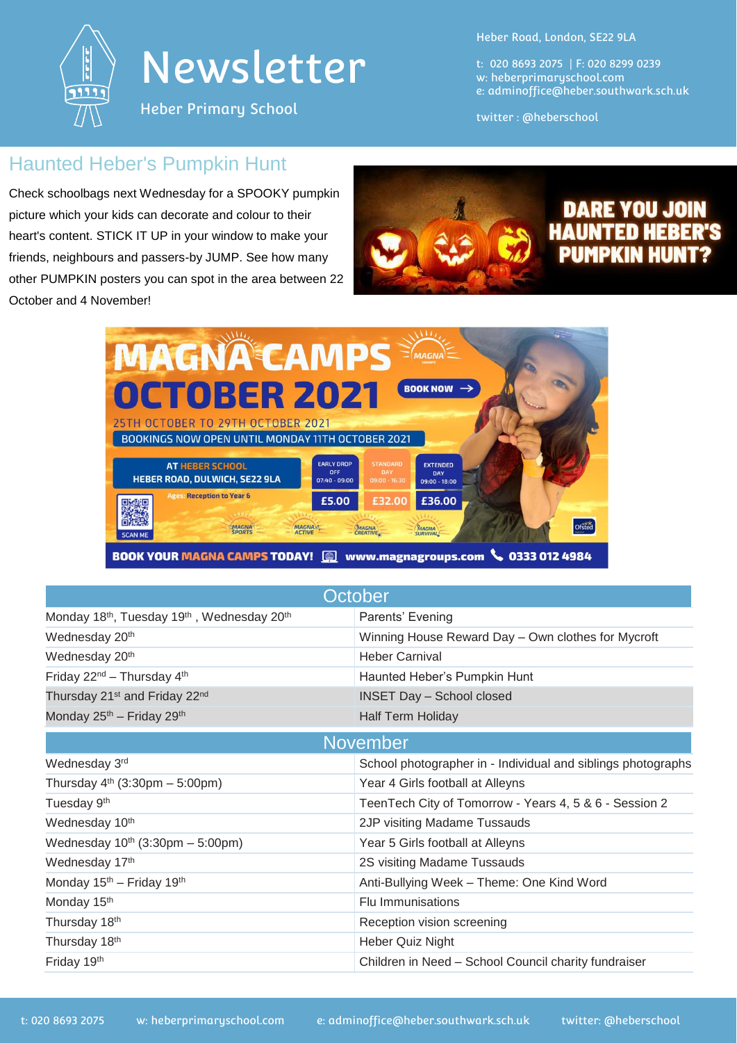# Newsletter

Heber Primary School

Heber Road, London, SE22 9LA

t: 020 8693 2075 | F: 020 8299 0239
w: heberprimaryschool.com
e: adminoffice@heber.southwark.sch.uk

twitter : @heberschool

## Haunted Heber's Pumpkin Hunt

Check schoolbags next Wednesday for a SPOOKY pumpkin picture which your kids can decorate and colour to their heart's content. STICK IT UP in your window to make your friends, neighbours and passers-by JUMP. See how many other PUMPKIN posters you can spot in the area between 22 October and 4 November!

DARE YOU JOIN HAUNTED HEBER'S PUMPKIN HUNT?

MAGNA CAMPS OCTOBER 2021

BOOK NOW →

25TH OCTOBER TO 29TH OCTOBER 2021
BOOKINGS NOW OPEN UNTIL MONDAY 11TH OCTOBER 2021

AT HEBER SCHOOL
HEBER ROAD, DULWICH, SE22 9LA
Ages: Reception to Year 6

| EARLY DROP OFF 07:40 - 09:00 | STANDARD DAY 09:00 - 16:30 | EXTENDED DAY 09:00 - 18:00 |
|---|---|---|
| £5.00 | £32.00 | £36.00 |

SCAN ME

BOOK YOUR MAGNA CAMPS TODAY! www.magnagroups.com 0333 012 4984

| October | |
|---|---|
| Monday 18th, Tuesday 19th , Wednesday 20th | Parents' Evening |
| Wednesday 20th | Winning House Reward Day – Own clothes for Mycroft |
| Wednesday 20th | Heber Carnival |
| Friday 22nd – Thursday 4th | Haunted Heber's Pumpkin Hunt |
| Thursday 21st and Friday 22nd | INSET Day – School closed |
| Monday 25th – Friday 29th | Half Term Holiday |

| November | |
|---|---|
| Wednesday 3rd | School photographer in - Individual and siblings photographs |
| Thursday 4th (3:30pm – 5:00pm) | Year 4 Girls football at Alleyns |
| Tuesday 9th | TeenTech City of Tomorrow - Years 4, 5 & 6 - Session 2 |
| Wednesday 10th | 2JP visiting Madame Tussauds |
| Wednesday 10th (3:30pm – 5:00pm) | Year 5 Girls football at Alleyns |
| Wednesday 17th | 2S visiting Madame Tussauds |
| Monday 15th – Friday 19th | Anti-Bullying Week – Theme: One Kind Word |
| Monday 15th | Flu Immunisations |
| Thursday 18th | Reception vision screening |
| Thursday 18th | Heber Quiz Night |
| Friday 19th | Children in Need – School Council charity fundraiser |